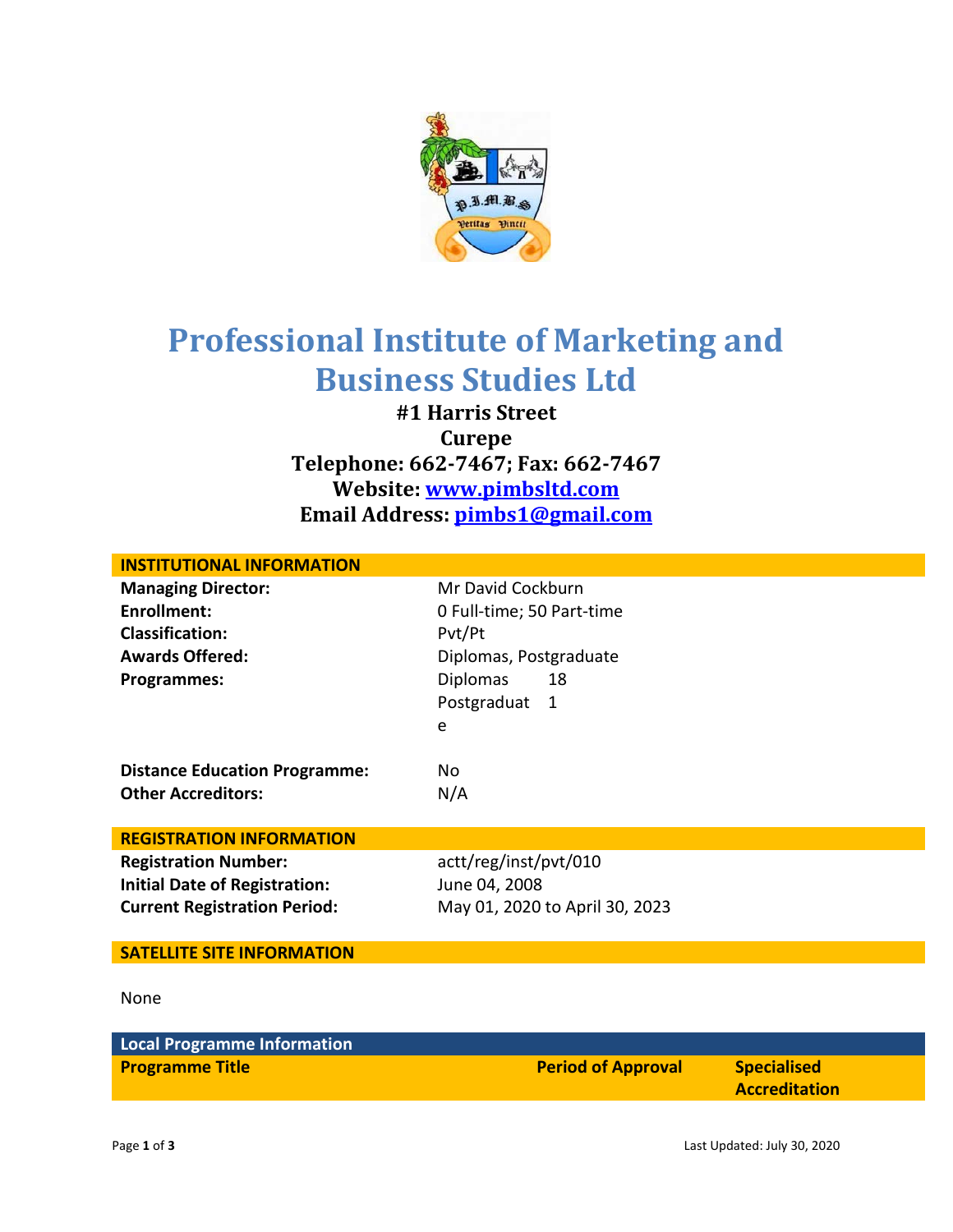# Professional Institute of Marketing and Business Studies Ltd

**#1 Harris Street**
**Curepe**
**Telephone: 662-7467; Fax: 662-7467**
**Website: [www.pimbsltd.com](www.pimbsltd.com)**
**Email Address: [pimbs1@gmail.com](mailto:pimbs1@gmail.com)**

| INSTITUTIONAL INFORMATION | |
|---|---|
| **Managing Director:** | Mr David Cockburn |
| **Enrollment:** | 0 Full-time; 50 Part-time |
| **Classification:** | Pvt/Pt |
| **Awards Offered:** | Diplomas, Postgraduate |
| **Programmes:** | Diplomas 18<br>Postgraduate 1 |
| **Distance Education Programme:** | No |
| **Other Accreditors:** | N/A |

| REGISTRATION INFORMATION | |
|---|---|
| **Registration Number:** | actt/reg/inst/pvt/010 |
| **Initial Date of Registration:** | June 04, 2008 |
| **Current Registration Period:** | May 01, 2020 to April 30, 2023 |

**SATELLITE SITE INFORMATION**

None

**Local Programme Information**

| Programme Title | Period of Approval | Specialised Accreditation |
|---|---|---|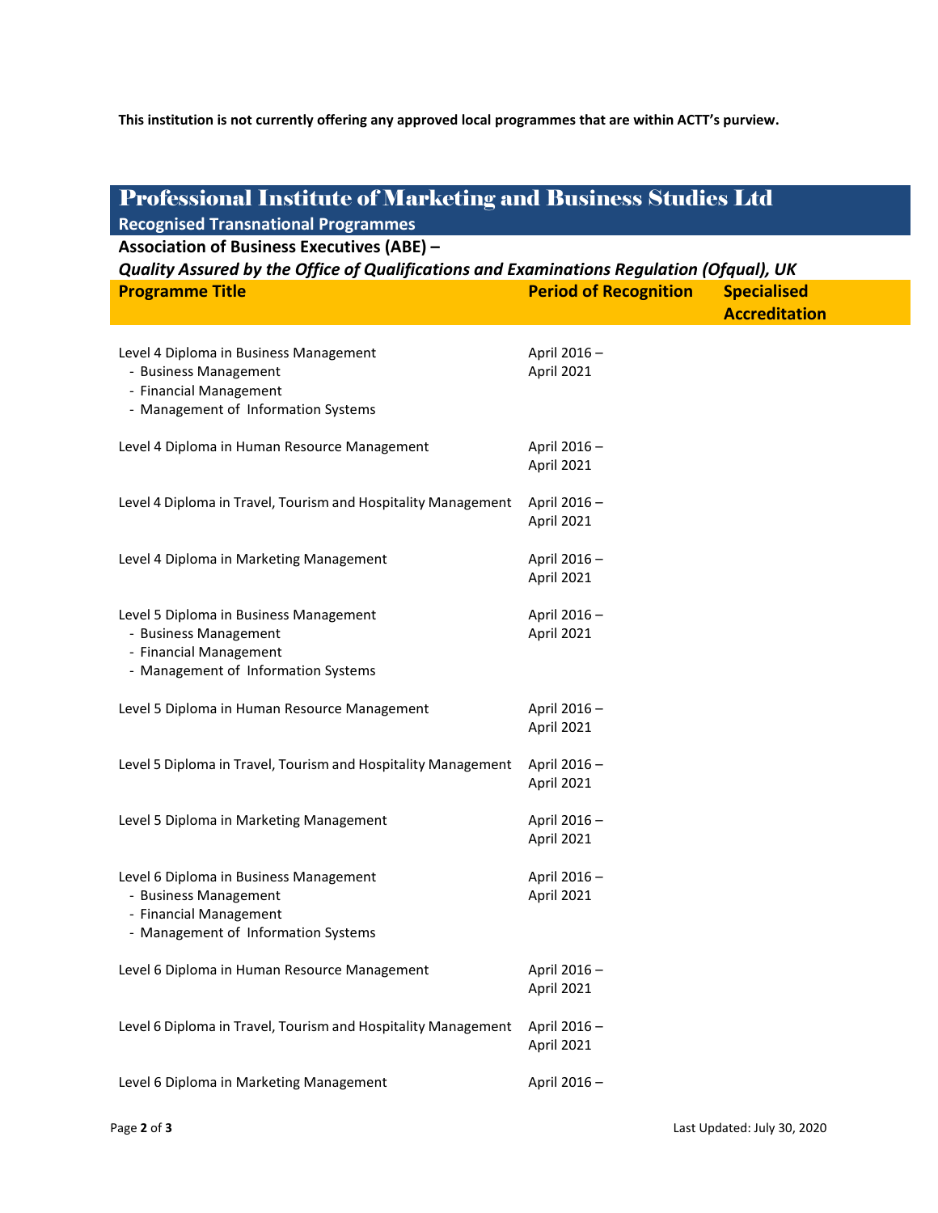**This institution is not currently offering any approved local programmes that are within ACTT's purview.**

## Professional Institute of Marketing and Business Studies Ltd

### Recognised Transnational Programmes

**Association of Business Executives (ABE) –**

***Quality Assured by the Office of Qualifications and Examinations Regulation (Ofqual), UK***

| Programme Title | Period of Recognition | Specialised Accreditation |
|---|---|---|
| Level 4 Diploma in Business Management<br>- Business Management<br>- Financial Management<br>- Management of Information Systems | April 2016 – April 2021 | |
| Level 4 Diploma in Human Resource Management | April 2016 – April 2021 | |
| Level 4 Diploma in Travel, Tourism and Hospitality Management | April 2016 – April 2021 | |
| Level 4 Diploma in Marketing Management | April 2016 – April 2021 | |
| Level 5 Diploma in Business Management<br>- Business Management<br>- Financial Management<br>- Management of Information Systems | April 2016 – April 2021 | |
| Level 5 Diploma in Human Resource Management | April 2016 – April 2021 | |
| Level 5 Diploma in Travel, Tourism and Hospitality Management | April 2016 – April 2021 | |
| Level 5 Diploma in Marketing Management | April 2016 – April 2021 | |
| Level 6 Diploma in Business Management<br>- Business Management<br>- Financial Management<br>- Management of Information Systems | April 2016 – April 2021 | |
| Level 6 Diploma in Human Resource Management | April 2016 – April 2021 | |
| Level 6 Diploma in Travel, Tourism and Hospitality Management | April 2016 – April 2021 | |
| Level 6 Diploma in Marketing Management | April 2016 – | |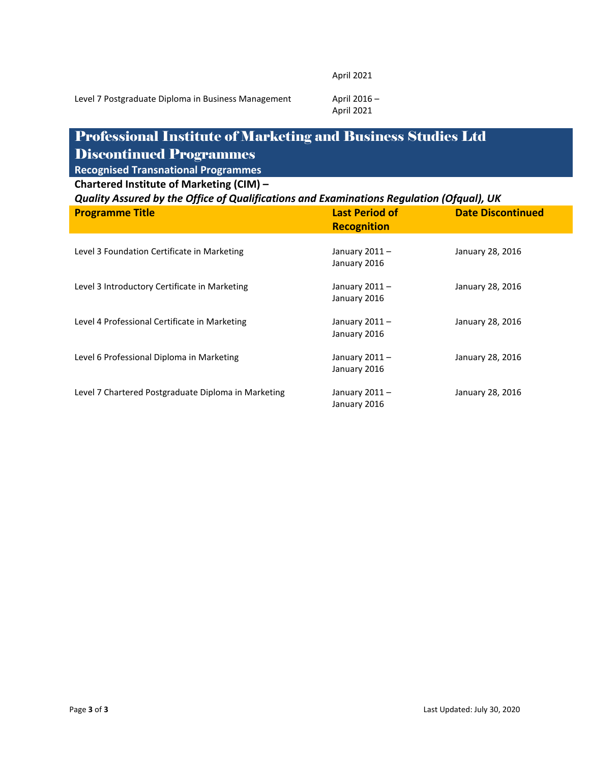| | | |
|---|---|---|
| | April 2021 | |
| Level 7 Postgraduate Diploma in Business Management | April 2016 – April 2021 | |

## Professional Institute of Marketing and Business Studies Ltd
## Discontinued Programmes

**Recognised Transnational Programmes**

**Chartered Institute of Marketing (CIM) –**

***Quality Assured by the Office of Qualifications and Examinations Regulation (Ofqual), UK***

| Programme Title | Last Period of Recognition | Date Discontinued |
|---|---|---|
| Level 3 Foundation Certificate in Marketing | January 2011 – January 2016 | January 28, 2016 |
| Level 3 Introductory Certificate in Marketing | January 2011 – January 2016 | January 28, 2016 |
| Level 4 Professional Certificate in Marketing | January 2011 – January 2016 | January 28, 2016 |
| Level 6 Professional Diploma in Marketing | January 2011 – January 2016 | January 28, 2016 |
| Level 7 Chartered Postgraduate Diploma in Marketing | January 2011 – January 2016 | January 28, 2016 |

Last Updated: July 30, 2020